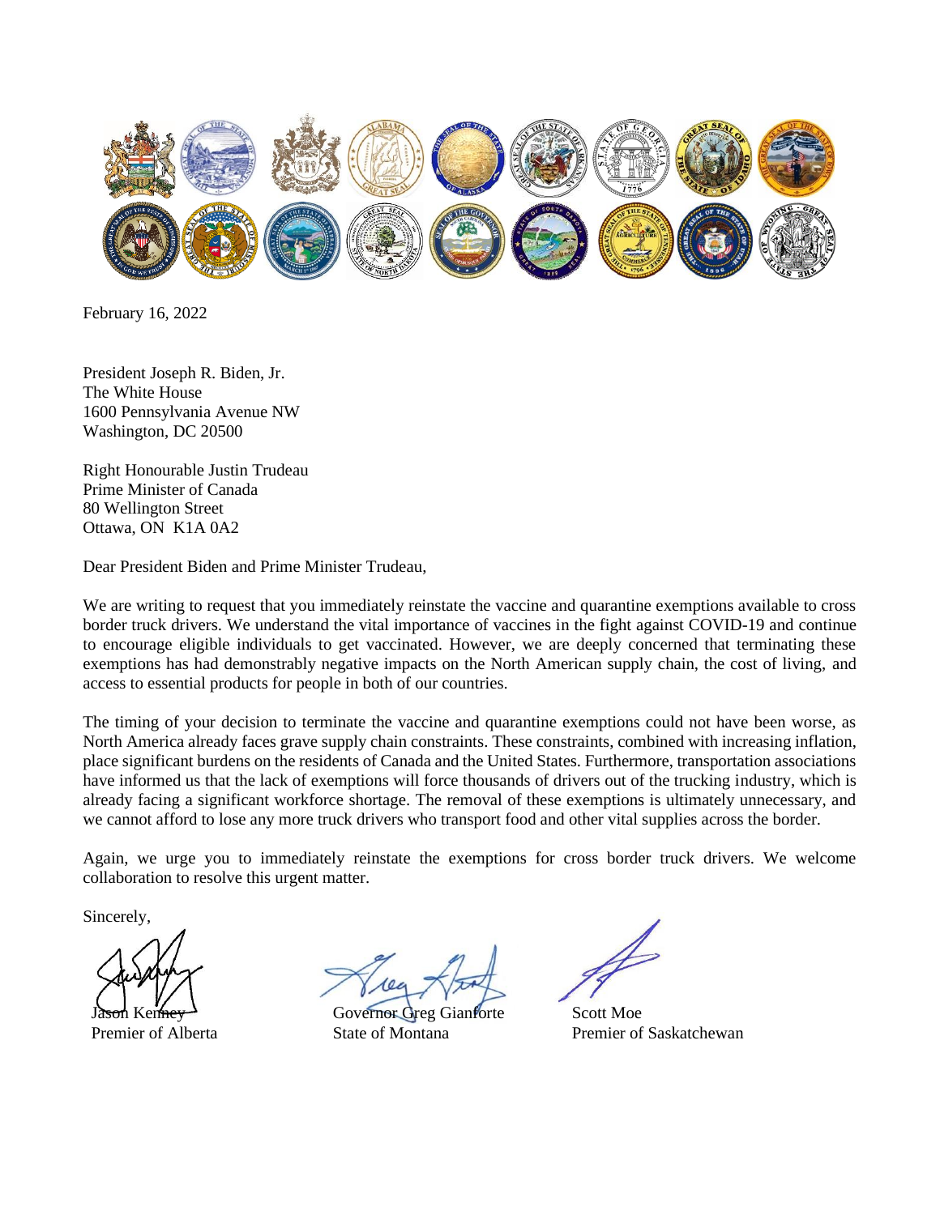February 16, 2022

President Joseph R. Biden, Jr.
The White House
1600 Pennsylvania Avenue NW
Washington, DC 20500

Right Honourable Justin Trudeau
Prime Minister of Canada
80 Wellington Street
Ottawa, ON  K1A 0A2

Dear President Biden and Prime Minister Trudeau,

We are writing to request that you immediately reinstate the vaccine and quarantine exemptions available to cross border truck drivers. We understand the vital importance of vaccines in the fight against COVID-19 and continue to encourage eligible individuals to get vaccinated. However, we are deeply concerned that terminating these exemptions has had demonstrably negative impacts on the North American supply chain, the cost of living, and access to essential products for people in both of our countries.

The timing of your decision to terminate the vaccine and quarantine exemptions could not have been worse, as North America already faces grave supply chain constraints. These constraints, combined with increasing inflation, place significant burdens on the residents of Canada and the United States. Furthermore, transportation associations have informed us that the lack of exemptions will force thousands of drivers out of the trucking industry, which is already facing a significant workforce shortage. The removal of these exemptions is ultimately unnecessary, and we cannot afford to lose any more truck drivers who transport food and other vital supplies across the border.

Again, we urge you to immediately reinstate the exemptions for cross border truck drivers. We welcome collaboration to resolve this urgent matter.

Sincerely,

Jason Kenney
Premier of Alberta

Governor Greg Gianforte
State of Montana

Scott Moe
Premier of Saskatchewan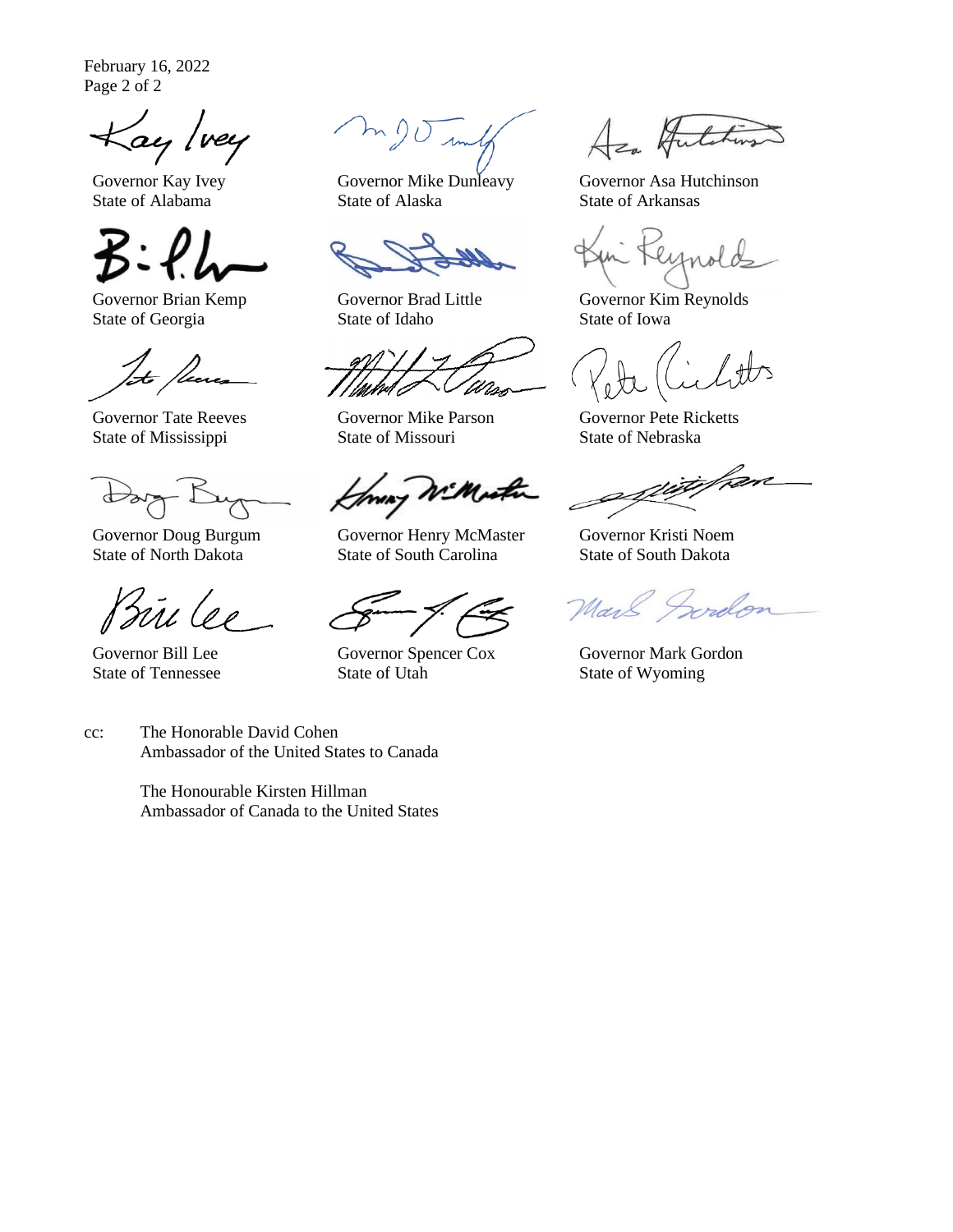February 16, 2022

Governor Kay Ivey
State of Alabama

Governor Mike Dunleavy
State of Alaska

Governor Asa Hutchinson
State of Arkansas

Governor Brian Kemp
State of Georgia

Governor Brad Little
State of Idaho

Governor Kim Reynolds
State of Iowa

Governor Tate Reeves
State of Mississippi

Governor Mike Parson
State of Missouri

Governor Pete Ricketts
State of Nebraska

Governor Doug Burgum
State of North Dakota

Governor Henry McMaster
State of South Carolina

Governor Kristi Noem
State of South Dakota

Governor Bill Lee
State of Tennessee

Governor Spencer Cox
State of Utah

Governor Mark Gordon
State of Wyoming

cc: The Honorable David Cohen
Ambassador of the United States to Canada

The Honourable Kirsten Hillman
Ambassador of Canada to the United States